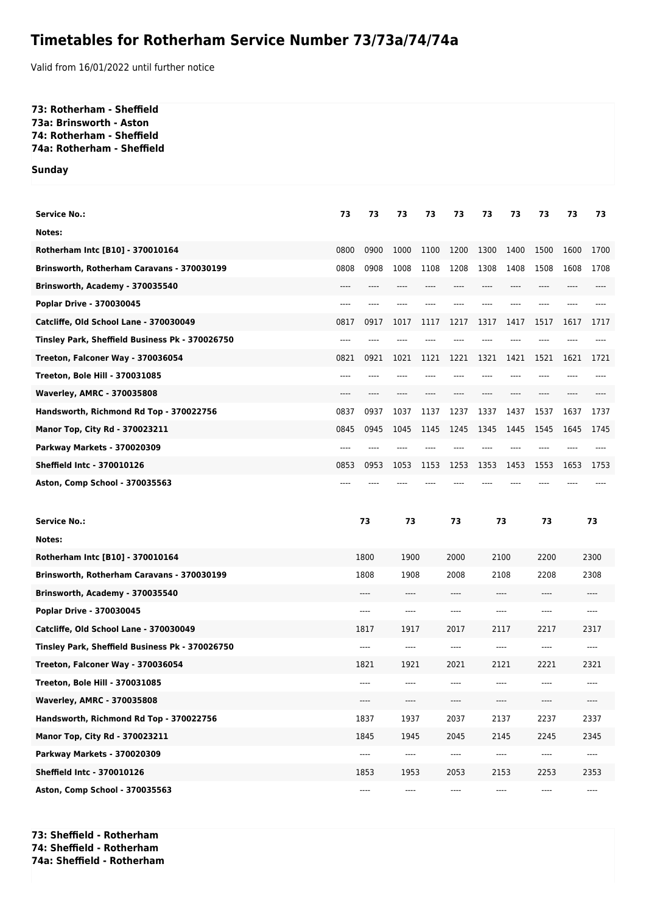# Timetables for Rotherham Service Number 73/73a/74/74a

Valid from 16/01/2022 until further notice

**73: Rotherham - Sheffield**
**73a: Brinsworth - Aston**
**74: Rotherham - Sheffield**
**74a: Rotherham - Sheffield**

**Sunday**

| Service No.: | 73 | 73 | 73 | 73 | 73 | 73 | 73 | 73 | 73 | 73 |
|---|---|---|---|---|---|---|---|---|---|---|
| Notes: | | | | | | | | | | |
| Rotherham Intc [B10] - 370010164 | 0800 | 0900 | 1000 | 1100 | 1200 | 1300 | 1400 | 1500 | 1600 | 1700 |
| Brinsworth, Rotherham Caravans - 370030199 | 0808 | 0908 | 1008 | 1108 | 1208 | 1308 | 1408 | 1508 | 1608 | 1708 |
| Brinsworth, Academy - 370035540 | ---- | ---- | ---- | ---- | ---- | ---- | ---- | ---- | ---- | ---- |
| Poplar Drive - 370030045 | ---- | ---- | ---- | ---- | ---- | ---- | ---- | ---- | ---- | ---- |
| Catcliffe, Old School Lane - 370030049 | 0817 | 0917 | 1017 | 1117 | 1217 | 1317 | 1417 | 1517 | 1617 | 1717 |
| Tinsley Park, Sheffield Business Pk - 370026750 | ---- | ---- | ---- | ---- | ---- | ---- | ---- | ---- | ---- | ---- |
| Treeton, Falconer Way - 370036054 | 0821 | 0921 | 1021 | 1121 | 1221 | 1321 | 1421 | 1521 | 1621 | 1721 |
| Treeton, Bole Hill - 370031085 | ---- | ---- | ---- | ---- | ---- | ---- | ---- | ---- | ---- | ---- |
| Waverley, AMRC - 370035808 | ---- | ---- | ---- | ---- | ---- | ---- | ---- | ---- | ---- | ---- |
| Handsworth, Richmond Rd Top - 370022756 | 0837 | 0937 | 1037 | 1137 | 1237 | 1337 | 1437 | 1537 | 1637 | 1737 |
| Manor Top, City Rd - 370023211 | 0845 | 0945 | 1045 | 1145 | 1245 | 1345 | 1445 | 1545 | 1645 | 1745 |
| Parkway Markets - 370020309 | ---- | ---- | ---- | ---- | ---- | ---- | ---- | ---- | ---- | ---- |
| Sheffield Intc - 370010126 | 0853 | 0953 | 1053 | 1153 | 1253 | 1353 | 1453 | 1553 | 1653 | 1753 |
| Aston, Comp School - 370035563 | ---- | ---- | ---- | ---- | ---- | ---- | ---- | ---- | ---- | ---- |

| Service No.: | 73 | 73 | 73 | 73 | 73 | 73 |
|---|---|---|---|---|---|---|
| Notes: | | | | | | |
| Rotherham Intc [B10] - 370010164 | 1800 | 1900 | 2000 | 2100 | 2200 | 2300 |
| Brinsworth, Rotherham Caravans - 370030199 | 1808 | 1908 | 2008 | 2108 | 2208 | 2308 |
| Brinsworth, Academy - 370035540 | ---- | ---- | ---- | ---- | ---- | ---- |
| Poplar Drive - 370030045 | ---- | ---- | ---- | ---- | ---- | ---- |
| Catcliffe, Old School Lane - 370030049 | 1817 | 1917 | 2017 | 2117 | 2217 | 2317 |
| Tinsley Park, Sheffield Business Pk - 370026750 | ---- | ---- | ---- | ---- | ---- | ---- |
| Treeton, Falconer Way - 370036054 | 1821 | 1921 | 2021 | 2121 | 2221 | 2321 |
| Treeton, Bole Hill - 370031085 | ---- | ---- | ---- | ---- | ---- | ---- |
| Waverley, AMRC - 370035808 | ---- | ---- | ---- | ---- | ---- | ---- |
| Handsworth, Richmond Rd Top - 370022756 | 1837 | 1937 | 2037 | 2137 | 2237 | 2337 |
| Manor Top, City Rd - 370023211 | 1845 | 1945 | 2045 | 2145 | 2245 | 2345 |
| Parkway Markets - 370020309 | ---- | ---- | ---- | ---- | ---- | ---- |
| Sheffield Intc - 370010126 | 1853 | 1953 | 2053 | 2153 | 2253 | 2353 |
| Aston, Comp School - 370035563 | ---- | ---- | ---- | ---- | ---- | ---- |

**73: Sheffield - Rotherham**
**74: Sheffield - Rotherham**
**74a: Sheffield - Rotherham**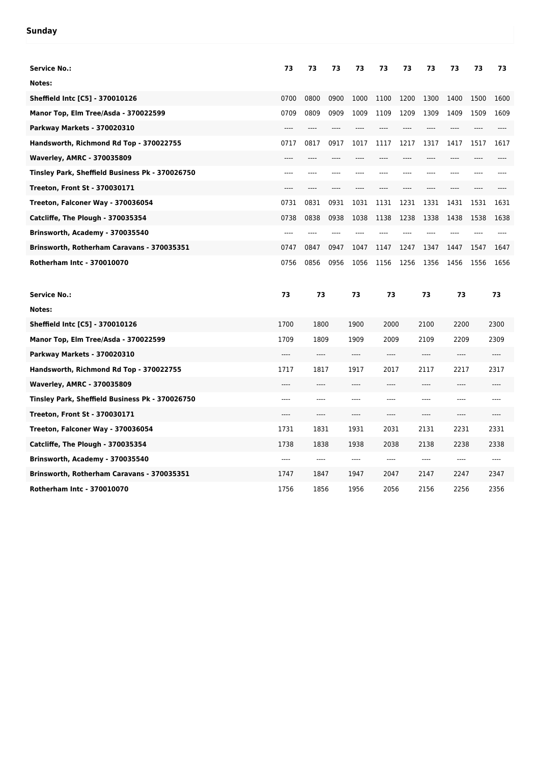**Sunday**

| Service No.: | 73 | 73 | 73 | 73 | 73 | 73 | 73 | 73 | 73 | 73 |
|---|---|---|---|---|---|---|---|---|---|---|
| Notes: | | | | | | | | | | |
| Sheffield Intc [C5] - 370010126 | 0700 | 0800 | 0900 | 1000 | 1100 | 1200 | 1300 | 1400 | 1500 | 1600 |
| Manor Top, Elm Tree/Asda - 370022599 | 0709 | 0809 | 0909 | 1009 | 1109 | 1209 | 1309 | 1409 | 1509 | 1609 |
| Parkway Markets - 370020310 | ---- | ---- | ---- | ---- | ---- | ---- | ---- | ---- | ---- | ---- |
| Handsworth, Richmond Rd Top - 370022755 | 0717 | 0817 | 0917 | 1017 | 1117 | 1217 | 1317 | 1417 | 1517 | 1617 |
| Waverley, AMRC - 370035809 | ---- | ---- | ---- | ---- | ---- | ---- | ---- | ---- | ---- | ---- |
| Tinsley Park, Sheffield Business Pk - 370026750 | ---- | ---- | ---- | ---- | ---- | ---- | ---- | ---- | ---- | ---- |
| Treeton, Front St - 370030171 | ---- | ---- | ---- | ---- | ---- | ---- | ---- | ---- | ---- | ---- |
| Treeton, Falconer Way - 370036054 | 0731 | 0831 | 0931 | 1031 | 1131 | 1231 | 1331 | 1431 | 1531 | 1631 |
| Catcliffe, The Plough - 370035354 | 0738 | 0838 | 0938 | 1038 | 1138 | 1238 | 1338 | 1438 | 1538 | 1638 |
| Brinsworth, Academy - 370035540 | ---- | ---- | ---- | ---- | ---- | ---- | ---- | ---- | ---- | ---- |
| Brinsworth, Rotherham Caravans - 370035351 | 0747 | 0847 | 0947 | 1047 | 1147 | 1247 | 1347 | 1447 | 1547 | 1647 |
| Rotherham Intc - 370010070 | 0756 | 0856 | 0956 | 1056 | 1156 | 1256 | 1356 | 1456 | 1556 | 1656 |

| Service No.: | 73 | 73 | 73 | 73 | 73 | 73 | 73 |
|---|---|---|---|---|---|---|---|
| Notes: | | | | | | | |
| Sheffield Intc [C5] - 370010126 | 1700 | 1800 | 1900 | 2000 | 2100 | 2200 | 2300 |
| Manor Top, Elm Tree/Asda - 370022599 | 1709 | 1809 | 1909 | 2009 | 2109 | 2209 | 2309 |
| Parkway Markets - 370020310 | ---- | ---- | ---- | ---- | ---- | ---- | ---- |
| Handsworth, Richmond Rd Top - 370022755 | 1717 | 1817 | 1917 | 2017 | 2117 | 2217 | 2317 |
| Waverley, AMRC - 370035809 | ---- | ---- | ---- | ---- | ---- | ---- | ---- |
| Tinsley Park, Sheffield Business Pk - 370026750 | ---- | ---- | ---- | ---- | ---- | ---- | ---- |
| Treeton, Front St - 370030171 | ---- | ---- | ---- | ---- | ---- | ---- | ---- |
| Treeton, Falconer Way - 370036054 | 1731 | 1831 | 1931 | 2031 | 2131 | 2231 | 2331 |
| Catcliffe, The Plough - 370035354 | 1738 | 1838 | 1938 | 2038 | 2138 | 2238 | 2338 |
| Brinsworth, Academy - 370035540 | ---- | ---- | ---- | ---- | ---- | ---- | ---- |
| Brinsworth, Rotherham Caravans - 370035351 | 1747 | 1847 | 1947 | 2047 | 2147 | 2247 | 2347 |
| Rotherham Intc - 370010070 | 1756 | 1856 | 1956 | 2056 | 2156 | 2256 | 2356 |